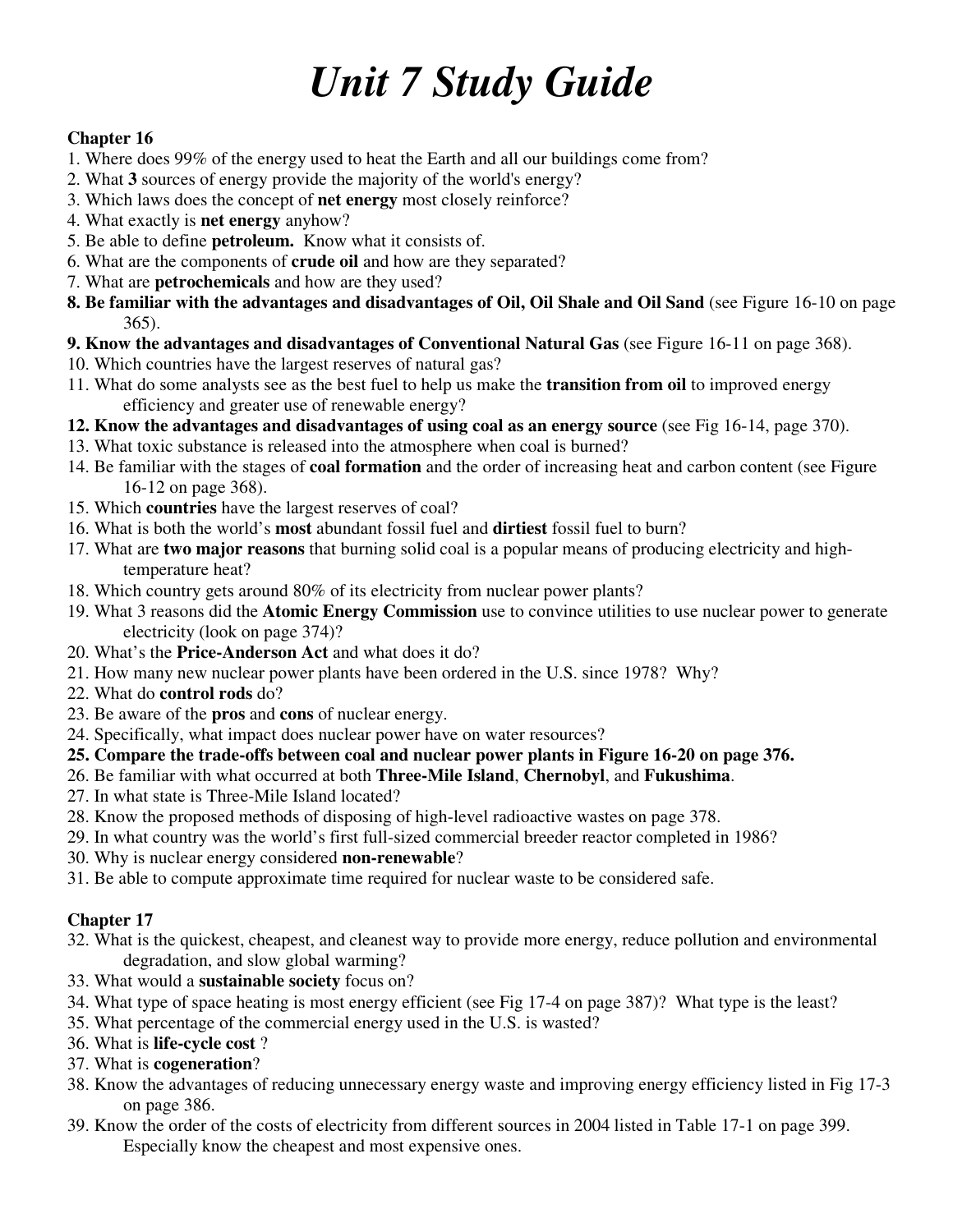# *Unit 7 Study Guide*

**Chapter 16**

1. Where does 99% of the energy used to heat the Earth and all our buildings come from?
2. What **3** sources of energy provide the majority of the world's energy?
3. Which laws does the concept of **net energy** most closely reinforce?
4. What exactly is **net energy** anyhow?
5. Be able to define **petroleum.** Know what it consists of.
6. What are the components of **crude oil** and how are they separated?
7. What are **petrochemicals** and how are they used?
8. **Be familiar with the advantages and disadvantages of Oil, Oil Shale and Oil Sand** (see Figure 16-10 on page 365).
9. **Know the advantages and disadvantages of Conventional Natural Gas** (see Figure 16-11 on page 368).
10. Which countries have the largest reserves of natural gas?
11. What do some analysts see as the best fuel to help us make the **transition from oil** to improved energy efficiency and greater use of renewable energy?
12. **Know the advantages and disadvantages of using coal as an energy source** (see Fig 16-14, page 370).
13. What toxic substance is released into the atmosphere when coal is burned?
14. Be familiar with the stages of **coal formation** and the order of increasing heat and carbon content (see Figure 16-12 on page 368).
15. Which **countries** have the largest reserves of coal?
16. What is both the world's **most** abundant fossil fuel and **dirtiest** fossil fuel to burn?
17. What are **two major reasons** that burning solid coal is a popular means of producing electricity and high-temperature heat?
18. Which country gets around 80% of its electricity from nuclear power plants?
19. What 3 reasons did the **Atomic Energy Commission** use to convince utilities to use nuclear power to generate electricity (look on page 374)?
20. What's the **Price-Anderson Act** and what does it do?
21. How many new nuclear power plants have been ordered in the U.S. since 1978? Why?
22. What do **control rods** do?
23. Be aware of the **pros** and **cons** of nuclear energy.
24. Specifically, what impact does nuclear power have on water resources?
25. **Compare the trade-offs between coal and nuclear power plants in Figure 16-20 on page 376.**
26. Be familiar with what occurred at both **Three-Mile Island**, **Chernobyl**, and **Fukushima**.
27. In what state is Three-Mile Island located?
28. Know the proposed methods of disposing of high-level radioactive wastes on page 378.
29. In what country was the world's first full-sized commercial breeder reactor completed in 1986?
30. Why is nuclear energy considered **non-renewable**?
31. Be able to compute approximate time required for nuclear waste to be considered safe.

**Chapter 17**

32. What is the quickest, cheapest, and cleanest way to provide more energy, reduce pollution and environmental degradation, and slow global warming?
33. What would a **sustainable society** focus on?
34. What type of space heating is most energy efficient (see Fig 17-4 on page 387)? What type is the least?
35. What percentage of the commercial energy used in the U.S. is wasted?
36. What is **life-cycle cost** ?
37. What is **cogeneration**?
38. Know the advantages of reducing unnecessary energy waste and improving energy efficiency listed in Fig 17-3 on page 386.
39. Know the order of the costs of electricity from different sources in 2004 listed in Table 17-1 on page 399. Especially know the cheapest and most expensive ones.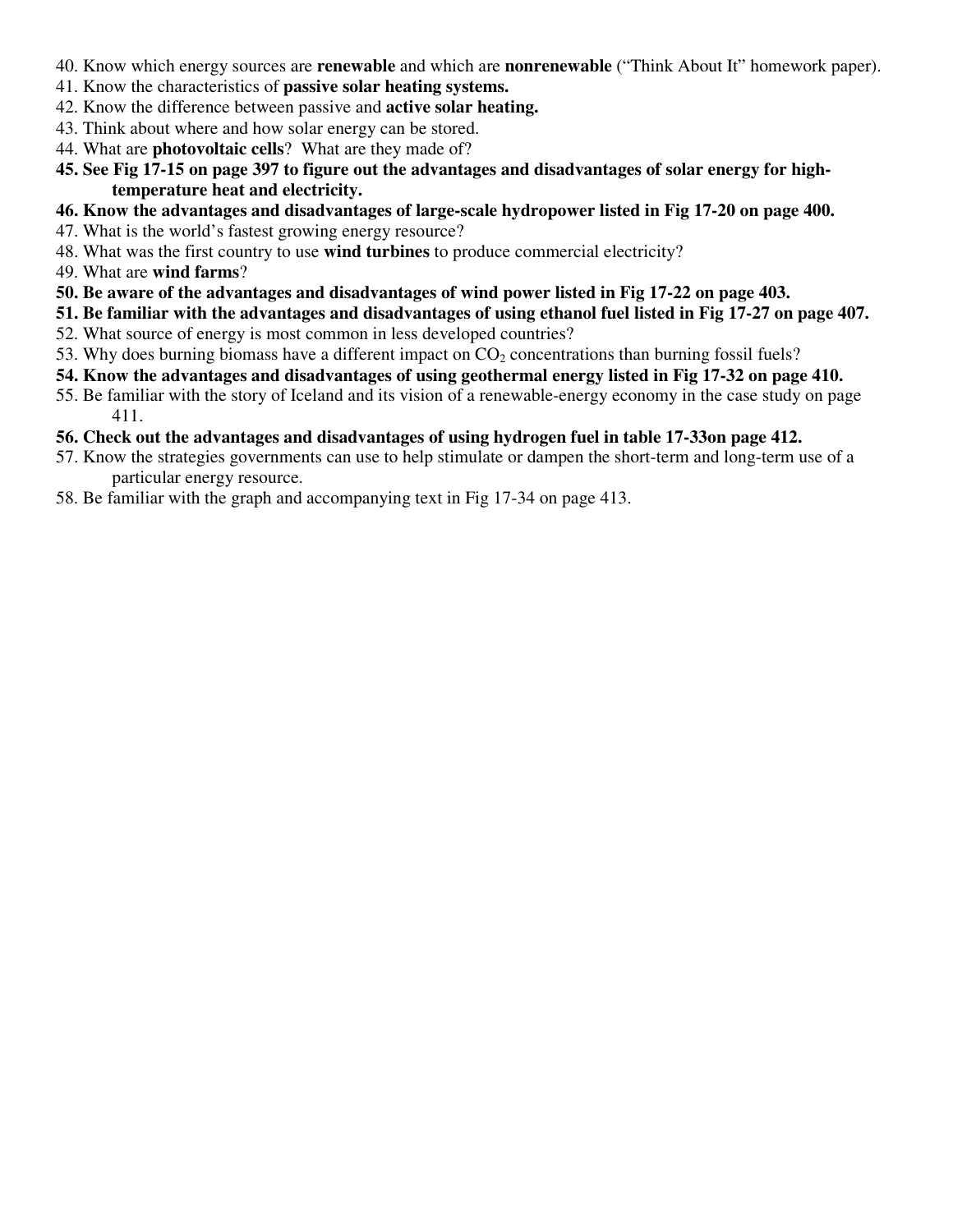40. Know which energy sources are **renewable** and which are **nonrenewable** ("Think About It" homework paper).
41. Know the characteristics of **passive solar heating systems.**
42. Know the difference between passive and **active solar heating.**
43. Think about where and how solar energy can be stored.
44. What are **photovoltaic cells**? What are they made of?
45. **See Fig 17-15 on page 397 to figure out the advantages and disadvantages of solar energy for high-temperature heat and electricity.**
46. **Know the advantages and disadvantages of large-scale hydropower listed in Fig 17-20 on page 400.**
47. What is the world's fastest growing energy resource?
48. What was the first country to use **wind turbines** to produce commercial electricity?
49. What are **wind farms**?
50. **Be aware of the advantages and disadvantages of wind power listed in Fig 17-22 on page 403.**
51. **Be familiar with the advantages and disadvantages of using ethanol fuel listed in Fig 17-27 on page 407.**
52. What source of energy is most common in less developed countries?
53. Why does burning biomass have a different impact on $CO_2$ concentrations than burning fossil fuels?
54. **Know the advantages and disadvantages of using geothermal energy listed in Fig 17-32 on page 410.**
55. Be familiar with the story of Iceland and its vision of a renewable-energy economy in the case study on page 411.
56. **Check out the advantages and disadvantages of using hydrogen fuel in table 17-33on page 412.**
57. Know the strategies governments can use to help stimulate or dampen the short-term and long-term use of a particular energy resource.
58. Be familiar with the graph and accompanying text in Fig 17-34 on page 413.